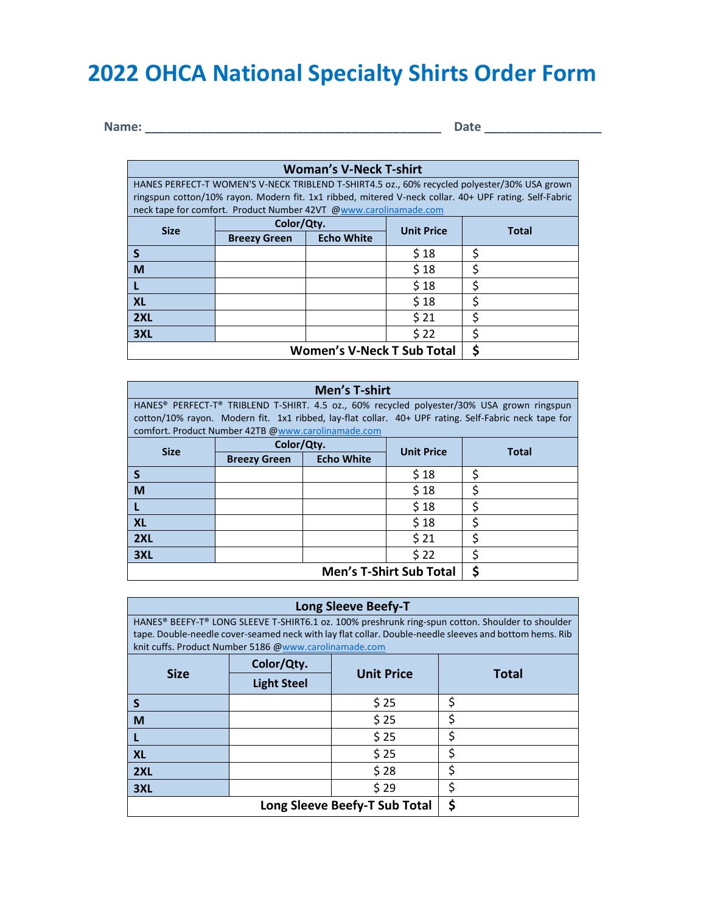# 2022 OHCA National Specialty Shirts Order Form

**Name:** ___________________________________________ **Date** ________________

| Woman's V-Neck T-shirt | | | | |
|---|---|---|---|---|
| HANES PERFECT-T WOMEN'S V-NECK TRIBLEND T-SHIRT4.5 oz., 60% recycled polyester/30% USA grown ringspun cotton/10% rayon. Modern fit. 1x1 ribbed, mitered V-neck collar. 40+ UPF rating. Self-Fabric neck tape for comfort. Product Number 42VT @www.carolinamade.com | | | | |
| **Size** | **Color/Qty.** | | **Unit Price** | **Total** |
| | **Breezy Green** | **Echo White** | | |
| **S** | | | $ 18 | $ |
| **M** | | | $ 18 | $ |
| **L** | | | $ 18 | $ |
| **XL** | | | $ 18 | $ |
| **2XL** | | | $ 21 | $ |
| **3XL** | | | $ 22 | $ |
| **Women's V-Neck T Sub Total** | | | | **$** |

| Men's T-shirt | | | | |
|---|---|---|---|---|
| HANES® PERFECT-T® TRIBLEND T-SHIRT. 4.5 oz., 60% recycled polyester/30% USA grown ringspun cotton/10% rayon. Modern fit. 1x1 ribbed, lay-flat collar. 40+ UPF rating. Self-Fabric neck tape for comfort. Product Number 42TB @www.carolinamade.com | | | | |
| **Size** | **Color/Qty.** | | **Unit Price** | **Total** |
| | **Breezy Green** | **Echo White** | | |
| **S** | | | $ 18 | $ |
| **M** | | | $ 18 | $ |
| **L** | | | $ 18 | $ |
| **XL** | | | $ 18 | $ |
| **2XL** | | | $ 21 | $ |
| **3XL** | | | $ 22 | $ |
| **Men's T-Shirt Sub Total** | | | | **$** |

| Long Sleeve Beefy-T | | | |
|---|---|---|---|
| HANES® BEEFY-T® LONG SLEEVE T-SHIRT6.1 oz. 100% preshrunk ring-spun cotton. Shoulder to shoulder tape. Double-needle cover-seamed neck with lay flat collar. Double-needle sleeves and bottom hems. Rib knit cuffs. Product Number 5186 @www.carolinamade.com | | | |
| **Size** | **Color/Qty.** | **Unit Price** | **Total** |
| | **Light Steel** | | |
| **S** | | $ 25 | $ |
| **M** | | $ 25 | $ |
| **L** | | $ 25 | $ |
| **XL** | | $ 25 | $ |
| **2XL** | | $ 28 | $ |
| **3XL** | | $ 29 | $ |
| **Long Sleeve Beefy-T Sub Total** | | | **$** |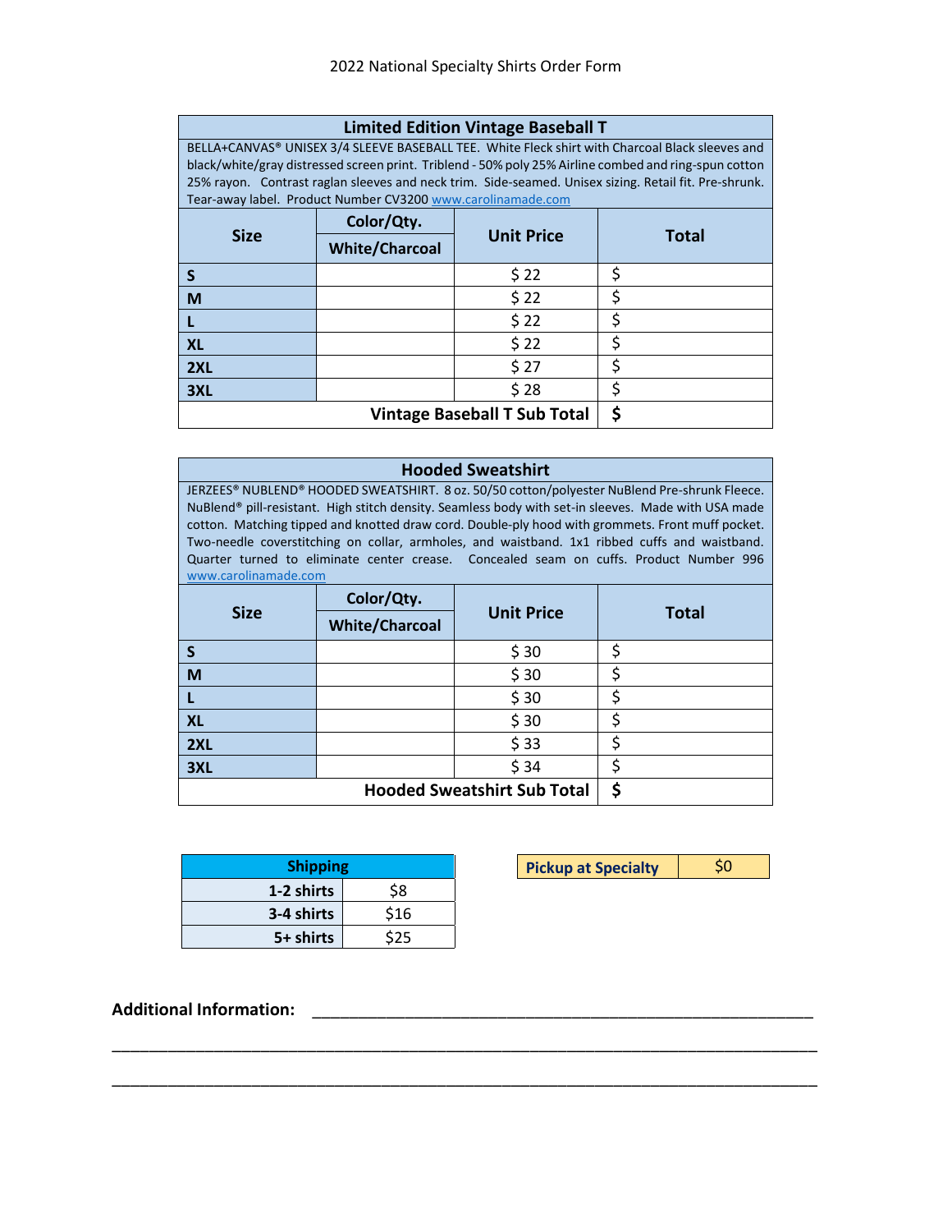2022 National Specialty Shirts Order Form

| Limited Edition Vintage Baseball T | | | |
|---|---|---|---|
| BELLA+CANVAS® UNISEX 3/4 SLEEVE BASEBALL TEE. White Fleck shirt with Charcoal Black sleeves and black/white/gray distressed screen print. Triblend - 50% poly 25% Airline combed and ring-spun cotton 25% rayon. Contrast raglan sleeves and neck trim. Side-seamed. Unisex sizing. Retail fit. Pre-shrunk. Tear-away label. Product Number CV3200 www.carolinamade.com | | | |
| **Size** | **Color/Qty.** | **Unit Price** | **Total** |
| | **White/Charcoal** | | |
| **S** | | $ 22 | $ |
| **M** | | $ 22 | $ |
| **L** | | $ 22 | $ |
| **XL** | | $ 22 | $ |
| **2XL** | | $ 27 | $ |
| **3XL** | | $ 28 | $ |
| | | **Vintage Baseball T Sub Total** | **$** |

| Hooded Sweatshirt | | | |
|---|---|---|---|
| JERZEES® NUBLEND® HOODED SWEATSHIRT. 8 oz. 50/50 cotton/polyester NuBlend Pre-shrunk Fleece. NuBlend® pill-resistant. High stitch density. Seamless body with set-in sleeves. Made with USA made cotton. Matching tipped and knotted draw cord. Double-ply hood with grommets. Front muff pocket. Two-needle coverstitching on collar, armholes, and waistband. 1x1 ribbed cuffs and waistband. Quarter turned to eliminate center crease. Concealed seam on cuffs. Product Number 996 www.carolinamade.com | | | |
| **Size** | **Color/Qty.** | **Unit Price** | **Total** |
| | **White/Charcoal** | | |
| **S** | | $ 30 | $ |
| **M** | | $ 30 | $ |
| **L** | | $ 30 | $ |
| **XL** | | $ 30 | $ |
| **2XL** | | $ 33 | $ |
| **3XL** | | $ 34 | $ |
| | | **Hooded Sweatshirt Sub Total** | **$** |

| Shipping | |
|---|---|
| **1-2 shirts** | $8 |
| **3-4 shirts** | $16 |
| **5+ shirts** | $25 |

| Pickup at Specialty | $0 |
|---|---|

**Additional Information:** ____________________________________________________

______________________________________________________________________

______________________________________________________________________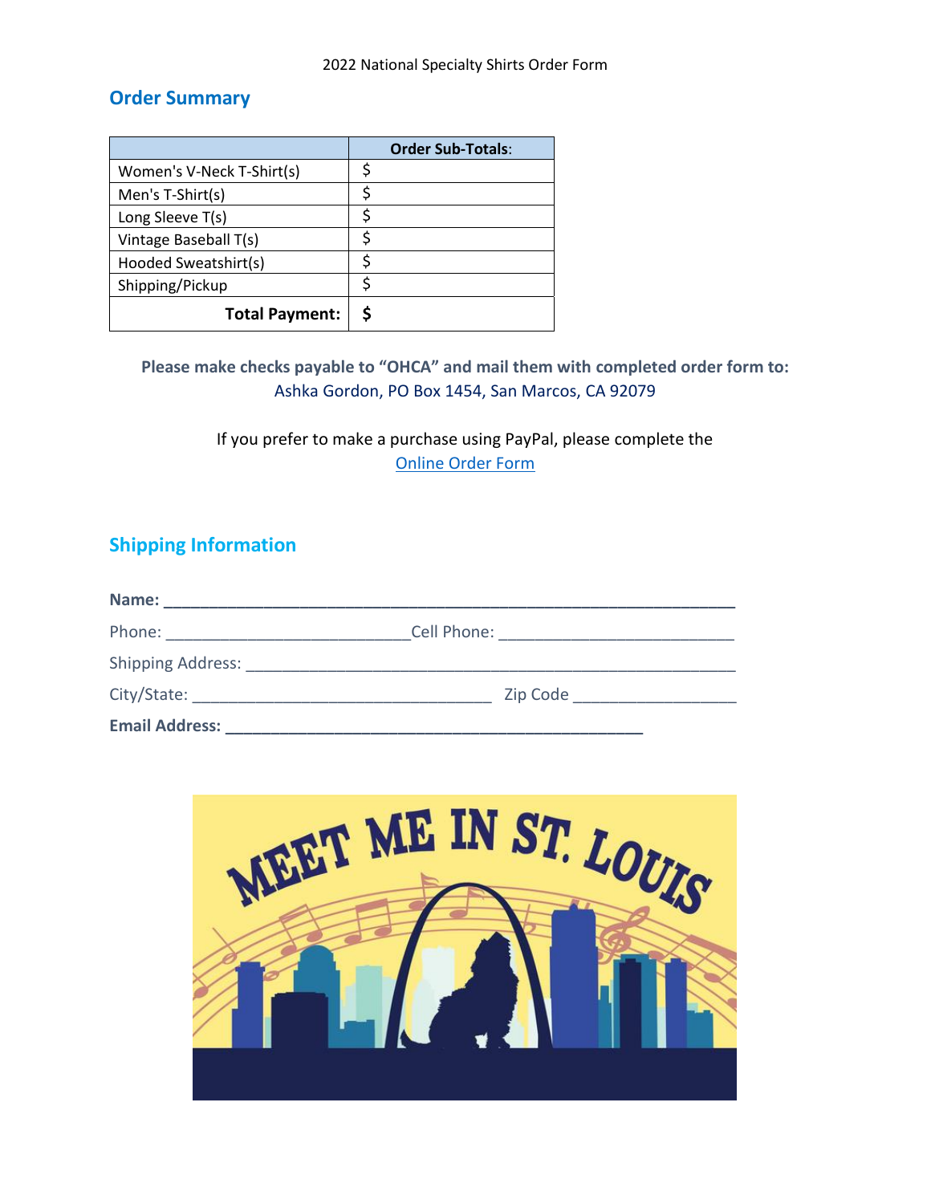2022 National Specialty Shirts Order Form

## Order Summary

| | Order Sub-Totals: |
|---|---|
| Women's V-Neck T-Shirt(s) | $ |
| Men's T-Shirt(s) | $ |
| Long Sleeve T(s) | $ |
| Vintage Baseball T(s) | $ |
| Hooded Sweatshirt(s) | $ |
| Shipping/Pickup | $ |
| **Total Payment:** | **$** |

**Please make checks payable to "OHCA" and mail them with completed order form to:**
Ashka Gordon, PO Box 1454, San Marcos, CA 92079

If you prefer to make a purchase using PayPal, please complete the
Online Order Form

## Shipping Information

**Name:** ________________________________________________________________

Phone: ____________________________ Cell Phone: __________________________

Shipping Address: _______________________________________________________

City/State: __________________________________ Zip Code __________________

**Email Address:** ______________________________________________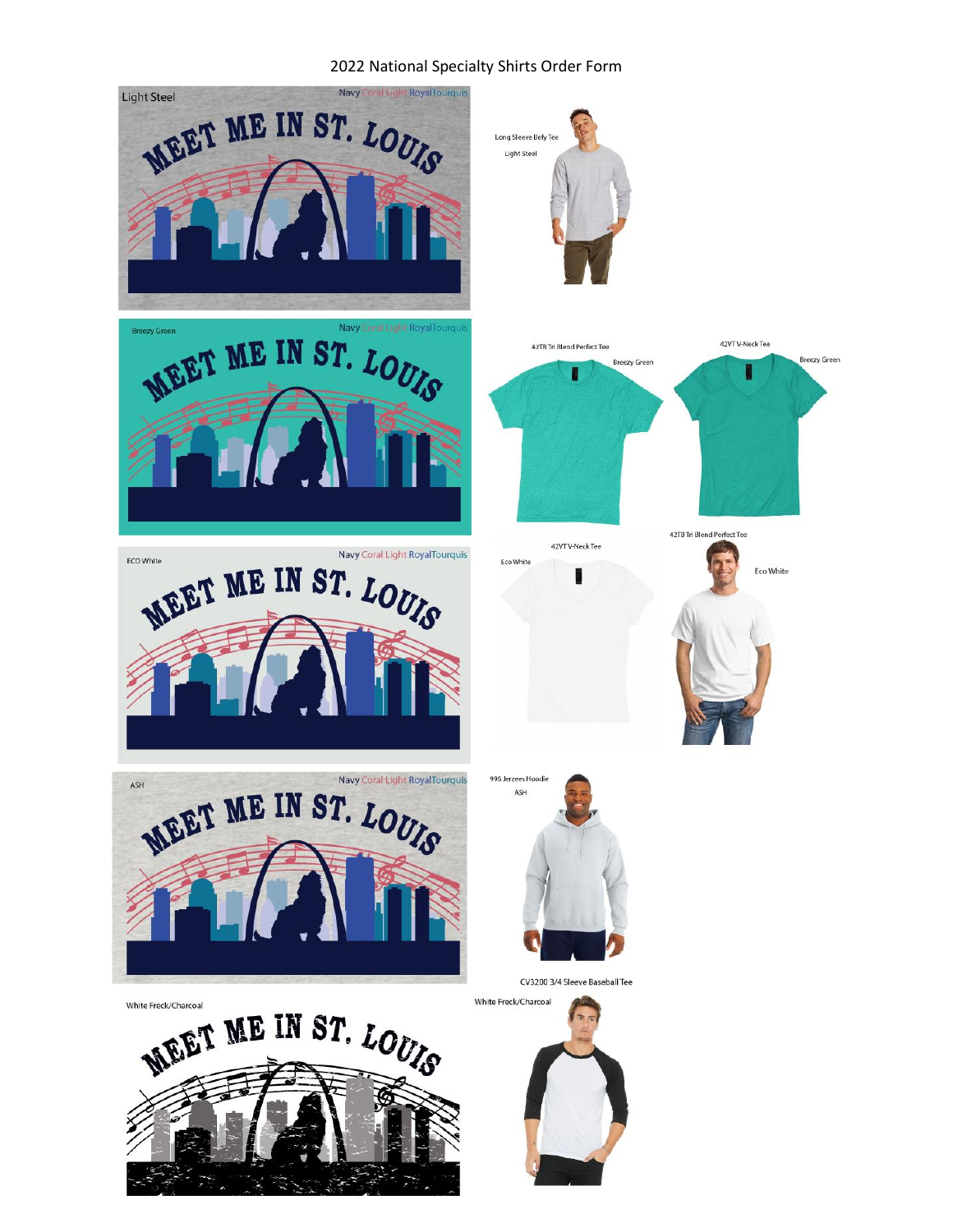# 2022 National Specialty Shirts Order Form

Light Steel

Navy Coral Light Royal Tourquis

MEET ME IN ST. LOUIS

Long Sleeve Befy Tee

Light Steel

Breezy Green

Navy Coral Light Royal Tourquis

MEET ME IN ST. LOUIS

42TB Tri Blend Perfect Tee

Breezy Green

42VT V-Neck Tee

Breezy Green

ECO White

Navy Coral Light Royal Tourquis

MEET ME IN ST. LOUIS

42VT V-Neck Tee

Eco White

42TB Tri Blend Perfect Tee

Eco White

ASH

Navy Coral Light Royal Tourquis

MEET ME IN ST. LOUIS

996 Jerzees Hoodie

ASH

CV3200 3/4 Sleeve Baseball Tee

White Freck/Charcoal

MEET ME IN ST. LOUIS

White Freck/Charcoal